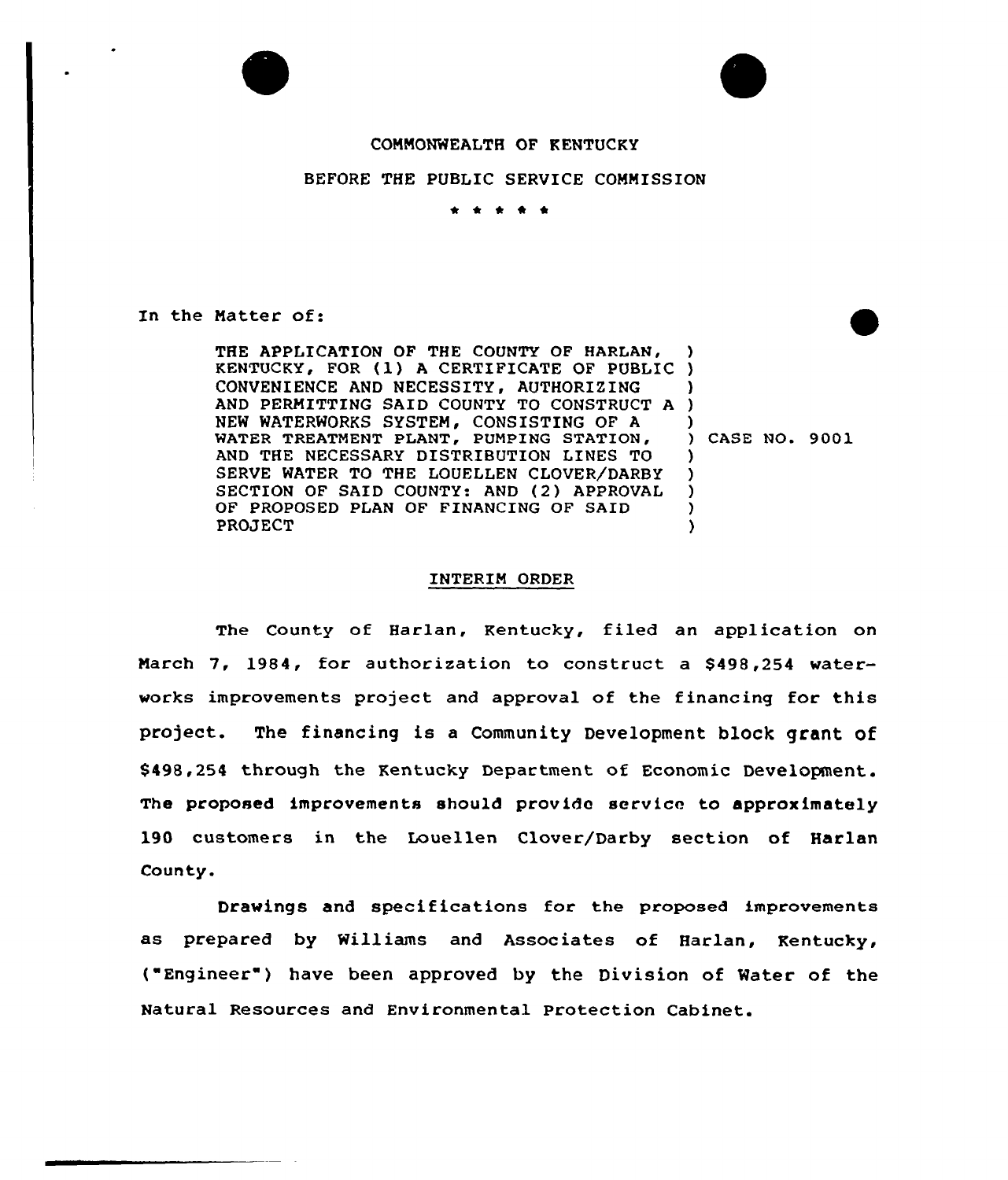COMMONWEALTH OF KENTUCKY

BEFORE THE PUBLIC SERVICE COMMISSION

\* \* \* \* \*

In the Matter of:

THE APPLICATION OF THE COUNTY OF HARLAN, KENTUCKY, FOR (1) A CERTIFICATE OF PUBLIC CONVENIENCE AND NECESSITY, AUTHORIZING AND PERMITTING SAID COUNTY TO CONSTRUCT A NEW WATERWORKS SYSTEM, CONSISTING OF A WATER TREATMENT PLANT, PUMPING STATION, AND THE NECESSARY DISTRIBUTION LINES TO SERVE WATER TO THE LOUELLEN CLOVER/DARBY SECTION OF SAID COUNTY: AND (2) APPROVAL OF PROPOSED PLAN OF FINANCING OF SAID PROJECT ) CASE NO. 9001

## INTERIM ORDER

The County of Harlan, Kentucky, filed an application on March 7, 1984, for authorization to construct a $498,254 waterworks improvements project and approval of the financing for this project. The financing is a Community Development block grant of $498,254 through the Kentucky Department of Economic Development. The proposed improvements should provide service to approximately 190 customers in the Louellen Clover/Darby section of Harlan County.

Drawings and specifications for the proposed improvements as prepared by Williams and Associates of Harlan, Kentucky, ("Engineer") have been approved by the Division of Water of the Natural Resources and Environmental Protection Cabinet.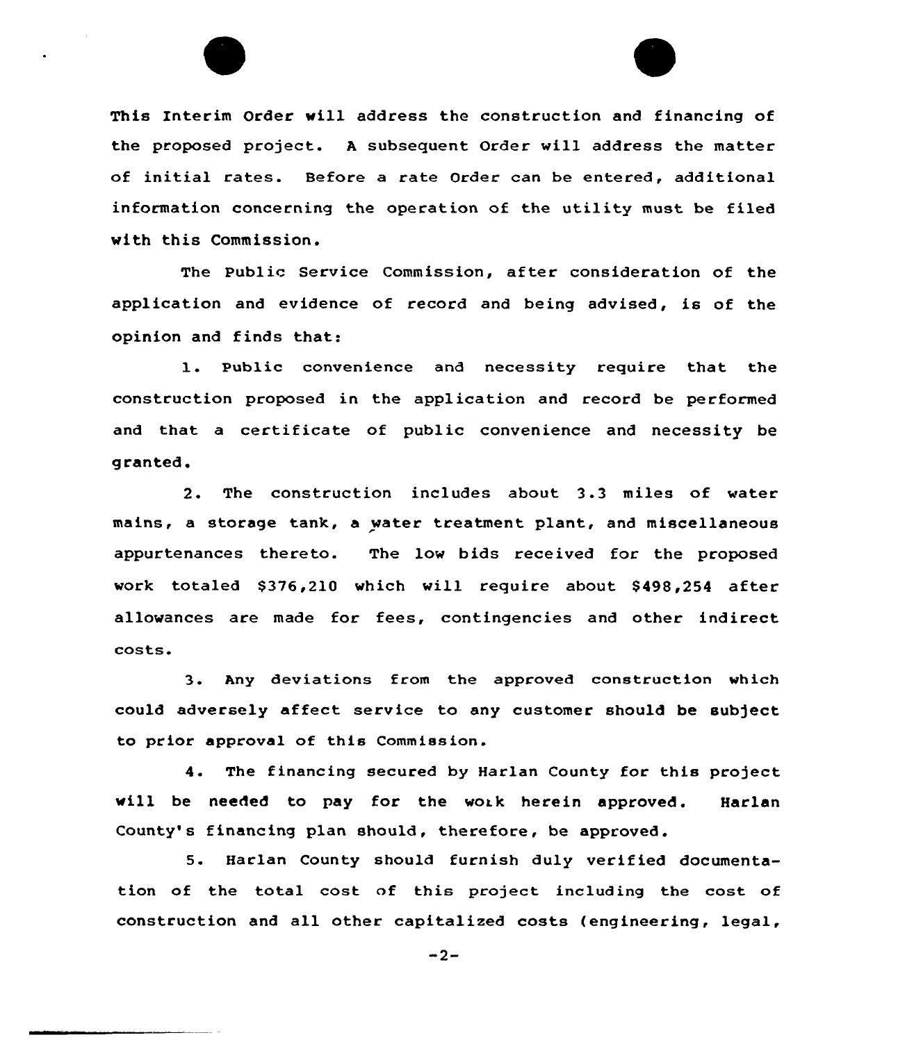This Interim Order will address the construction and financing of the proposed project. A subsequent Order will address the matter of initial rates. Before a rate Order can be entered, additional information concerning the operation of the utility must be filed with this Commission.

The Public Service Commission, after consideration of the application and evidence of record and being advised, is of the opinion and finds that:

1. Public convenience and necessity require that the construction proposed in the application and record be performed and that a certificate of public convenience and necessity be granted.

2. The construction includes about 3.3 miles of water mains, a storage tank, a water treatment plant, and miscellaneous appurtenances thereto. The low bids received for the proposed work totaled $376,210 which will require about $498,254 after allowances are made for fees, contingencies and other indirect costs.

3. Any deviations from the approved construction which could adversely affect service to any customer should be subject to prior approval of this Commission.

4. The financing secured by Harlan County for this project will be needed to pay for the work herein approved. Harlan County's financing plan should, therefore, be approved.

5. Harlan County should furnish duly verified documentation of the total cost of this project including the cost of construction and all other capitalized costs (engineering, legal,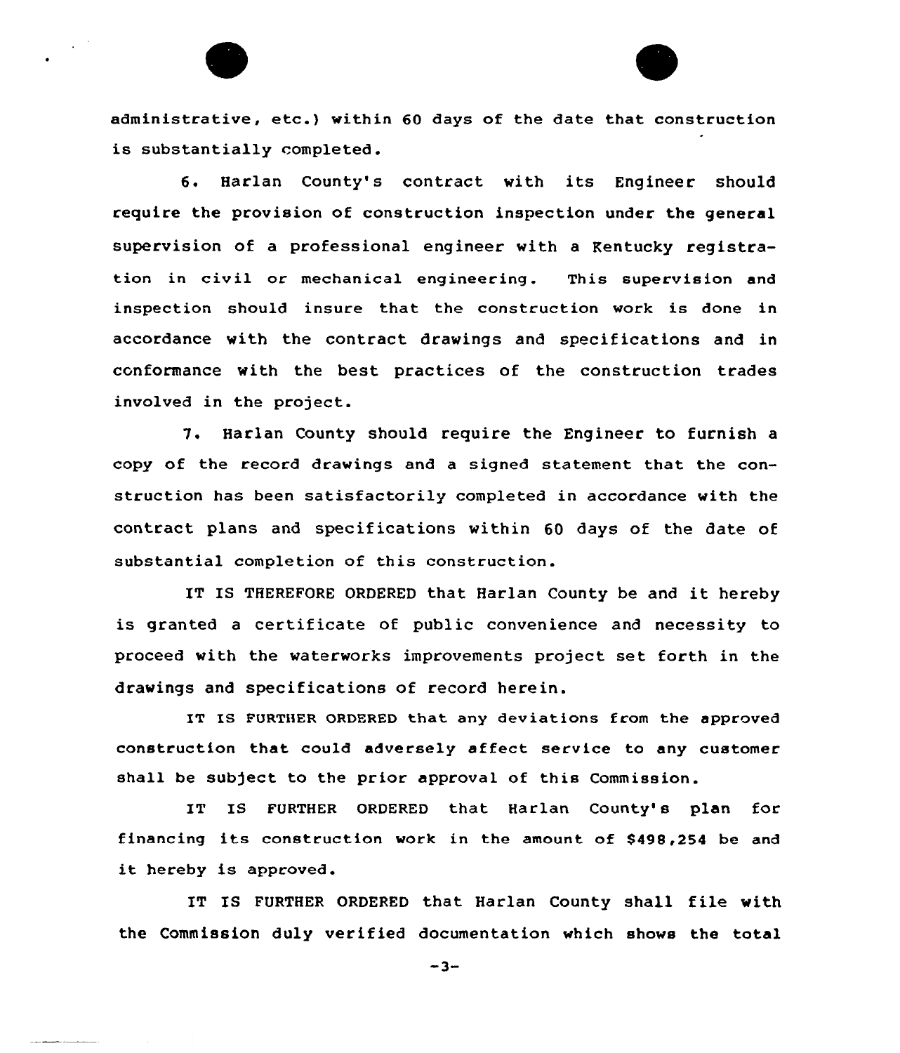administrative, etc.) within 60 days of the date that construction is substantially completed.

6. Harlan County's contract with its Engineer should require the provision of construction inspection under the general supervision of a professional engineer with a Kentucky registration in civil or mechanical engineering. This supervision and inspection should insure that the construction work is done in accordance with the contract drawings and specifications and in conformance with the best practices of the construction trades involved in the project.

7. Harlan County should require the Engineer to furnish a copy of the record drawings and a signed statement that the construction has been satisfactorily completed in accordance with the contract plans and specifications within 60 days of the date of substantial completion of this construction.

IT IS THEREFORE ORDERED that Harlan County be and it hereby is granted a certificate of public convenience and necessity to proceed with the waterworks improvements project set forth in the drawings and specifications of record herein.

IT IS FURTHER ORDERED that any deviations from the approved construction that could adversely affect service to any customer shall be subject to the prior approval of this Commission.

IT IS FURTHER ORDERED that Harlan County's plan for financing its construction work in the amount of $498,254 be and it hereby is approved.

IT IS FURTHER ORDERED that Harlan County shall file with the Commission duly verified documentation which shows the total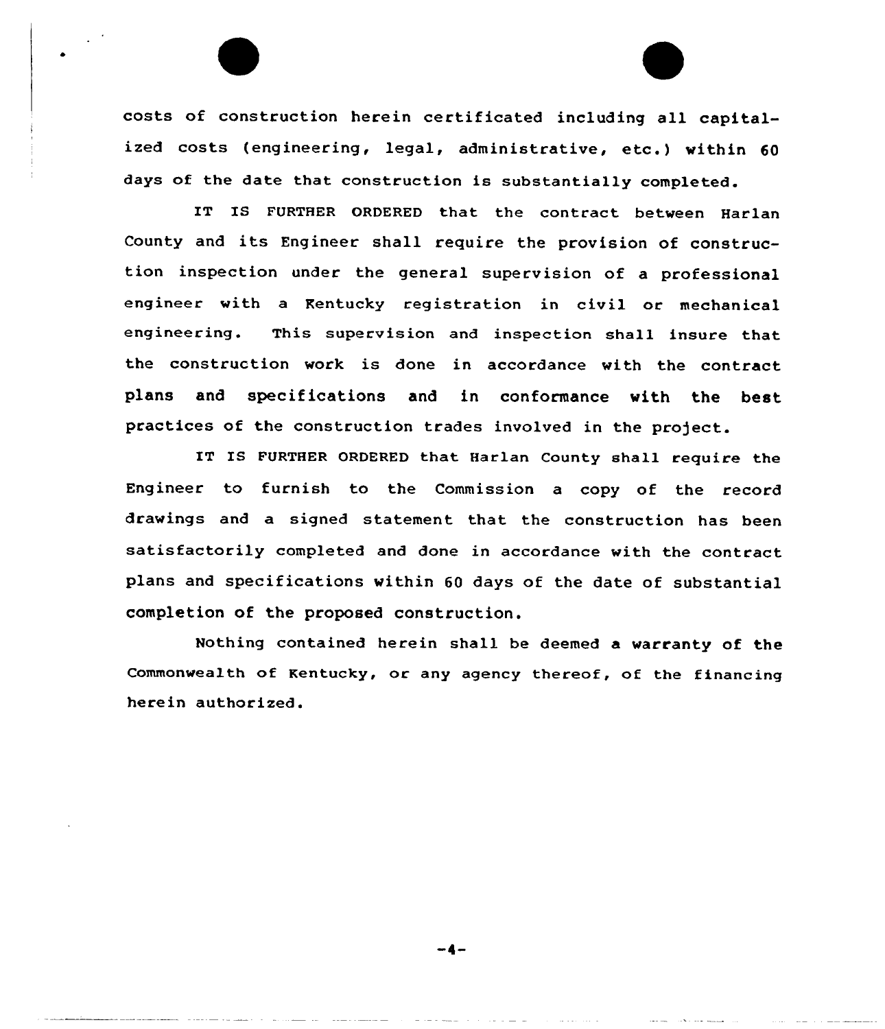costs of construction herein certificated including all capitalized costs (engineering, legal, administrative, etc.) within 60 days of the date that construction is substantially completed.

IT IS FURTHER ORDERED that the contract between Harlan County and its Engineer shall require the provision of construction inspection under the general supervision of a professional engineer with a Kentucky registration in civil or mechanical engineering. This supervision and inspection shall insure that the construction work is done in accordance with the contract plans and specifications and in conformance with the best practices of the construction trades involved in the project.

IT IS FURTHER ORDERED that Harlan County shall require the Engineer to furnish to the Commission a copy of the record drawings and a signed statement that the construction has been satisfactorily completed and done in accordance with the contract plans and specifications within 60 days of the date of substantial completion of the proposed construction.

Nothing contained herein shall be deemed a warranty of the Commonwealth of Kentucky, or any agency thereof, of the financing herein authorized.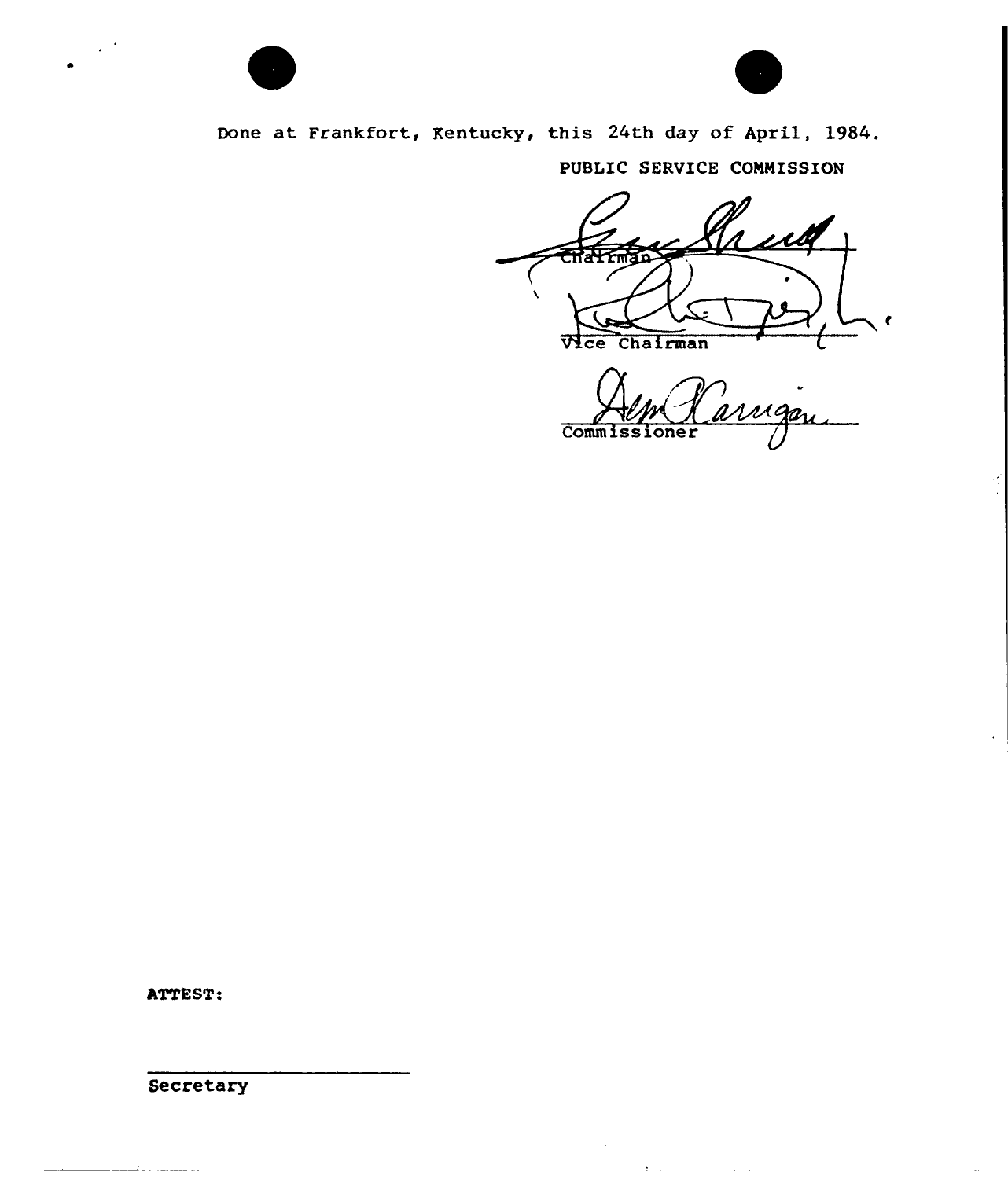Done at Frankfort, Kentucky, this 24th day of April, 1984.

PUBLIC SERVICE COMMISSION

Chairman

Vice Chairman

Commissioner

ATTEST:

Secretary